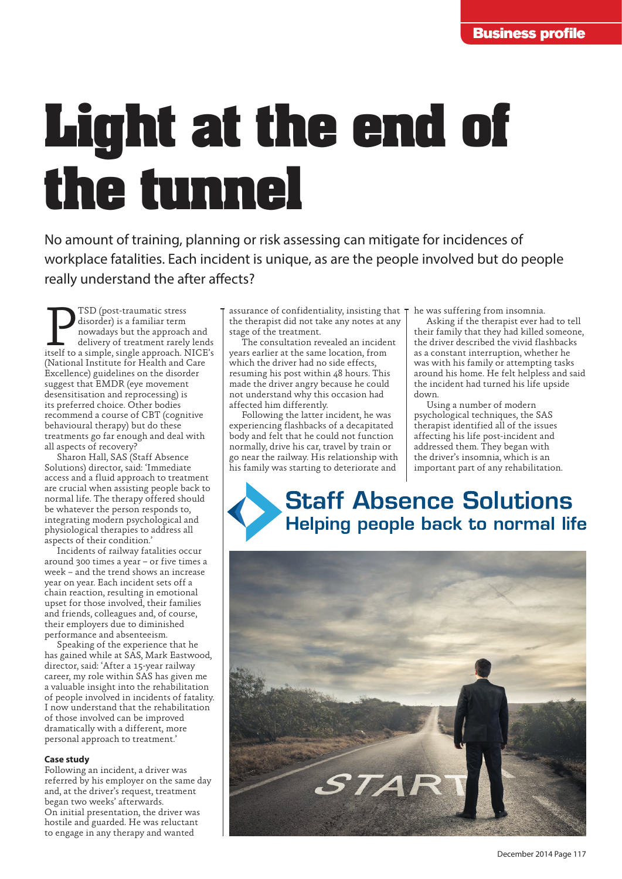# Light at the end of the tunnel

No amount of training, planning or risk assessing can mitigate for incidences of workplace fatalities. Each incident is unique, as are the people involved but do people really understand the after affects?

PTSD (post-traumatic stress disorder) is a familiar term nowadays but the approach and delivery of treatment rarely lends itself to a simple, single approach. NICE's (National Institute for Health and Care Excellence) guidelines on the disorder suggest that EMDR (eye movement desensitisation and reprocessing) is its preferred choice. Other bodies recommend a course of CBT (cognitive behavioural therapy) but do these treatments go far enough and deal with all aspects of recovery?

Sharon Hall, SAS (Staff Absence Solutions) director, said: 'Immediate access and a fluid approach to treatment are crucial when assisting people back to normal life. The therapy offered should be whatever the person responds to, integrating modern psychological and physiological therapies to address all aspects of their condition.'

Incidents of railway fatalities occur around 300 times a year – or five times a week – and the trend shows an increase year on year. Each incident sets off a chain reaction, resulting in emotional upset for those involved, their families and friends, colleagues and, of course, their employers due to diminished performance and absenteeism.

Speaking of the experience that he has gained while at SAS, Mark Eastwood, director, said: 'After a 15-year railway career, my role within SAS has given me a valuable insight into the rehabilitation of people involved in incidents of fatality. I now understand that the rehabilitation of those involved can be improved dramatically with a different, more personal approach to treatment.'

**Case study**

Following an incident, a driver was referred by his employer on the same day and, at the driver's request, treatment began two weeks' afterwards.

On initial presentation, the driver was hostile and guarded. He was reluctant to engage in any therapy and wanted assurance of confidentiality, insisting that the therapist did not take any notes at any stage of the treatment.

The consultation revealed an incident years earlier at the same location, from which the driver had no side effects, resuming his post within 48 hours. This made the driver angry because he could not understand why this occasion had affected him differently.

Following the latter incident, he was experiencing flashbacks of a decapitated body and felt that he could not function normally, drive his car, travel by train or go near the railway. His relationship with his family was starting to deteriorate and he was suffering from insomnia.

Asking if the therapist ever had to tell their family that they had killed someone, the driver described the vivid flashbacks as a constant interruption, whether he was with his family or attempting tasks around his home. He felt helpless and said the incident had turned his life upside down.

Using a number of modern psychological techniques, the SAS therapist identified all of the issues affecting his life post-incident and addressed them. They began with the driver's insomnia, which is an important part of any rehabilitation.

**Staff Absence Solutions**
**Helping people back to normal life**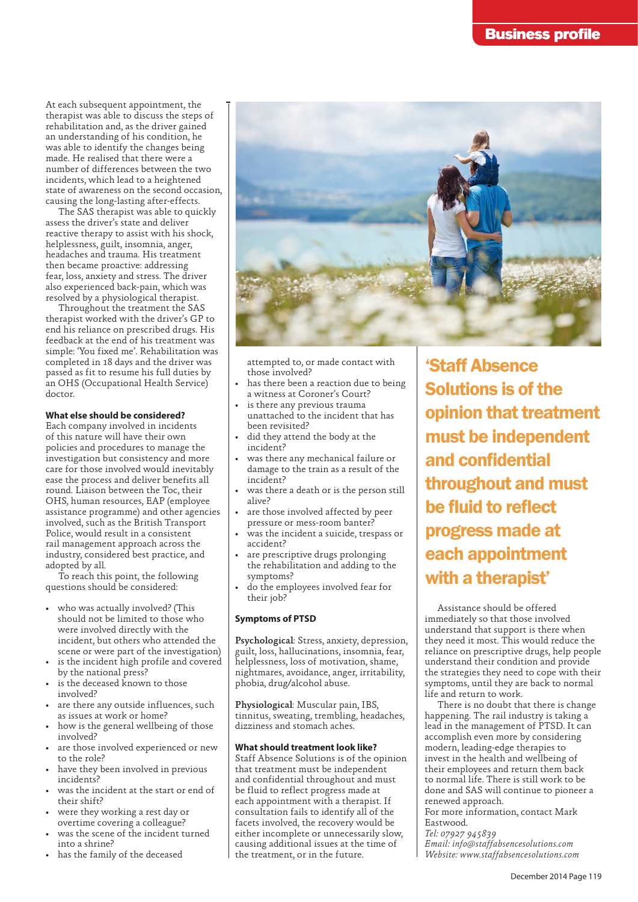At each subsequent appointment, the therapist was able to discuss the steps of rehabilitation and, as the driver gained an understanding of his condition, he was able to identify the changes being made. He realised that there were a number of differences between the two incidents, which lead to a heightened state of awareness on the second occasion, causing the long-lasting after-effects.

The SAS therapist was able to quickly assess the driver's state and deliver reactive therapy to assist with his shock, helplessness, guilt, insomnia, anger, headaches and trauma. His treatment then became proactive: addressing fear, loss, anxiety and stress. The driver also experienced back-pain, which was resolved by a physiological therapist.

Throughout the treatment the SAS therapist worked with the driver's GP to end his reliance on prescribed drugs. His feedback at the end of his treatment was simple: 'You fixed me'. Rehabilitation was completed in 18 days and the driver was passed as fit to resume his full duties by an OHS (Occupational Health Service) doctor.

**What else should be considered?**

Each company involved in incidents of this nature will have their own policies and procedures to manage the investigation but consistency and more care for those involved would inevitably ease the process and deliver benefits all round. Liaison between the Toc, their OHS, human resources, EAP (employee assistance programme) and other agencies involved, such as the British Transport Police, would result in a consistent rail management approach across the industry, considered best practice, and adopted by all.

To reach this point, the following questions should be considered:

- who was actually involved? (This should not be limited to those who were involved directly with the incident, but others who attended the scene or were part of the investigation)
- is the incident high profile and covered by the national press?
- is the deceased known to those involved?
- are there any outside influences, such as issues at work or home?
- how is the general wellbeing of those involved?
- are those involved experienced or new to the role?
- have they been involved in previous incidents?
- was the incident at the start or end of their shift?
- were they working a rest day or overtime covering a colleague?
- was the scene of the incident turned into a shrine?
- has the family of the deceased attempted to, or made contact with those involved?
- has there been a reaction due to being a witness at Coroner's Court?
- is there any previous trauma unattached to the incident that has been revisited?
- did they attend the body at the incident?
- was there any mechanical failure or damage to the train as a result of the incident?
- was there a death or is the person still alive?
- are those involved affected by peer pressure or mess-room banter?
- was the incident a suicide, trespass or accident?
- are prescriptive drugs prolonging the rehabilitation and adding to the symptoms?
- do the employees involved fear for their job?

**Symptoms of PTSD**

**Psychological**: Stress, anxiety, depression, guilt, loss, hallucinations, insomnia, fear, helplessness, loss of motivation, shame, nightmares, avoidance, anger, irritability, phobia, drug/alcohol abuse.

**Physiological**: Muscular pain, IBS, tinnitus, sweating, trembling, headaches, dizziness and stomach aches.

**What should treatment look like?**

Staff Absence Solutions is of the opinion that treatment must be independent and confidential throughout and must be fluid to reflect progress made at each appointment with a therapist. If consultation fails to identify all of the facets involved, the recovery would be either incomplete or unnecessarily slow, causing additional issues at the time of the treatment, or in the future.

> **'Staff Absence Solutions is of the opinion that treatment must be independent and confidential throughout and must be fluid to reflect progress made at each appointment with a therapist'**

Assistance should be offered immediately so that those involved understand that support is there when they need it most. This would reduce the reliance on prescriptive drugs, help people understand their condition and provide the strategies they need to cope with their symptoms, until they are back to normal life and return to work.

There is no doubt that there is change happening. The rail industry is taking a lead in the management of PTSD. It can accomplish even more by considering modern, leading-edge therapies to invest in the health and wellbeing of their employees and return them back to normal life. There is still work to be done and SAS will continue to pioneer a renewed approach.

For more information, contact Mark Eastwood.

*Tel: 07927 945839*
*Email: info@staffabsencesolutions.com*
*Website: www.staffabsencesolutions.com*